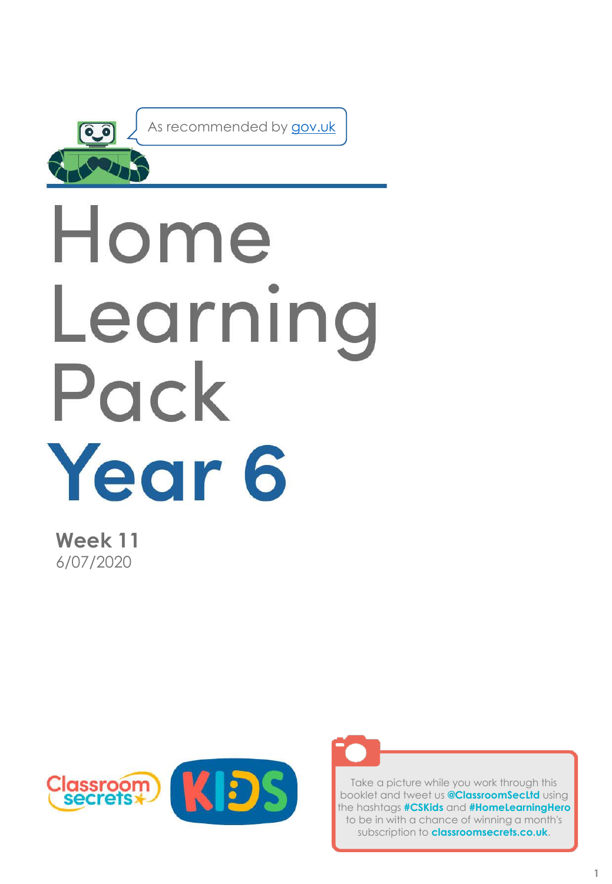As recommended by gov.uk

# Home Learning Pack

# Year 6

**Week 11**
6/07/2020

Take a picture while you work through this booklet and tweet us **@ClassroomSecLtd** using the hashtags **#CSKids** and **#HomeLearningHero** to be in with a chance of winning a month's subscription to **classroomsecrets.co.uk**.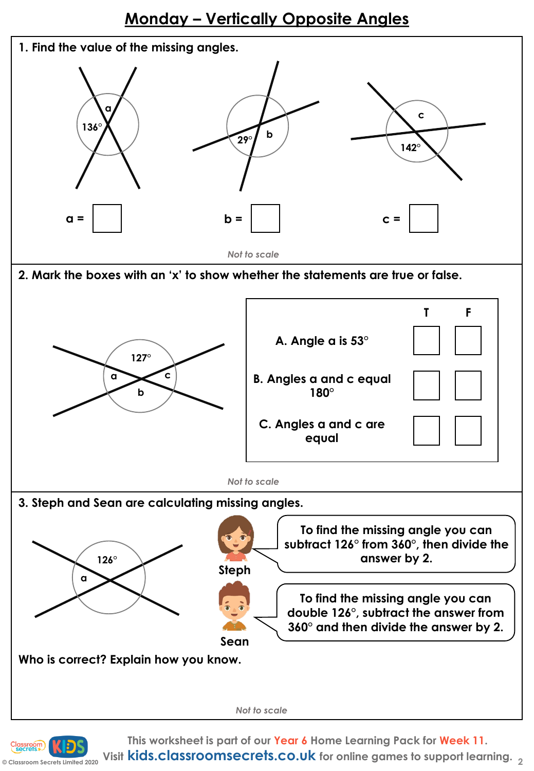# Monday – Vertically Opposite Angles

**1. Find the value of the missing angles.**

136° a

29° b

c 142°

a = ☐ &nbsp;&nbsp;&nbsp; b = ☐ &nbsp;&nbsp;&nbsp; c = ☐

*Not to scale*

**2. Mark the boxes with an 'x' to show whether the statements are true or false.**

127° a c b

| | T | F |
|---|---|---|
| A. Angle a is 53° | ☐ | ☐ |
| B. Angles a and c equal 180° | ☐ | ☐ |
| C. Angles a and c are equal | ☐ | ☐ |

*Not to scale*

**3. Steph and Sean are calculating missing angles.**

126° a

**Steph:** To find the missing angle you can subtract 126° from 360°, then divide the answer by 2.

**Sean:** To find the missing angle you can double 126°, subtract the answer from 360° and then divide the answer by 2.

**Who is correct? Explain how you know.**

*Not to scale*

This worksheet is part of our Year 6 Home Learning Pack for Week 11.
Visit kids.classroomsecrets.co.uk for online games to support learning.

© Classroom Secrets Limited 2020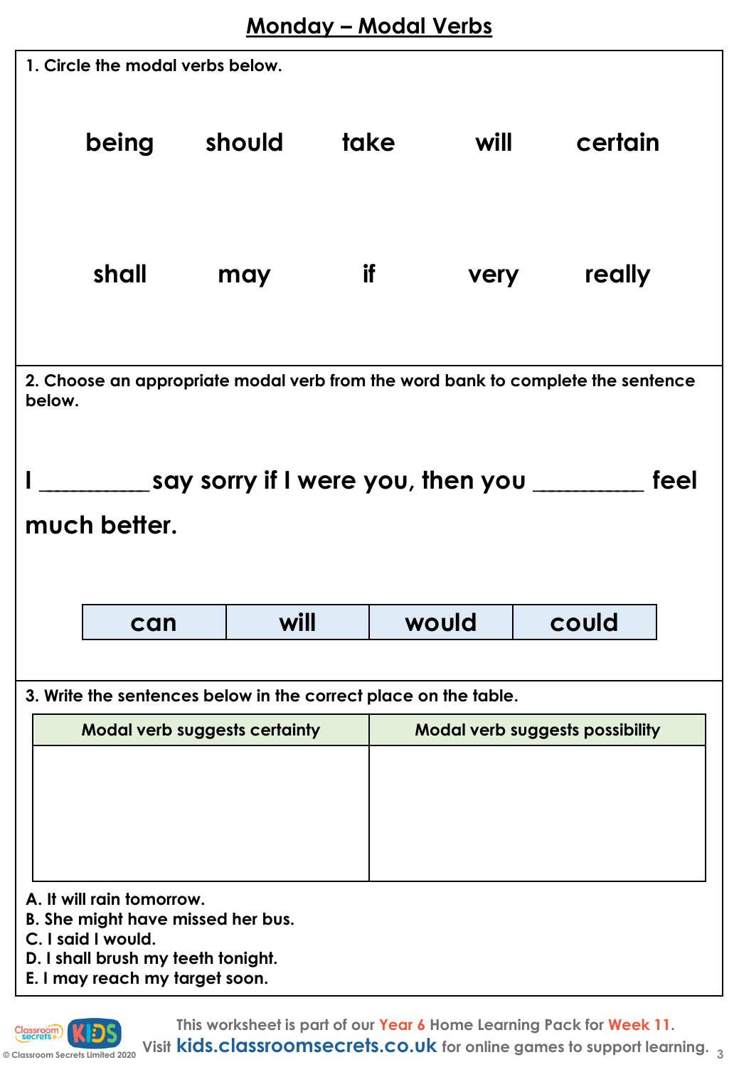# Monday – Modal Verbs

**1. Circle the modal verbs below.**

| | | | | |
|---|---|---|---|---|
| being | should | take | will | certain |
| shall | may | if | very | really |

**2. Choose an appropriate modal verb from the word bank to complete the sentence below.**

I __________ say sorry if I were you, then you __________ feel much better.

| can | will | would | could |
|---|---|---|---|

**3. Write the sentences below in the correct place on the table.**

| Modal verb suggests certainty | Modal verb suggests possibility |
|---|---|
| | |

A. It will rain tomorrow.
B. She might have missed her bus.
C. I said I would.
D. I shall brush my teeth tonight.
E. I may reach my target soon.

This worksheet is part of our Year 6 Home Learning Pack for Week 11.
Visit kids.classroomsecrets.co.uk for online games to support learning.

© Classroom Secrets Limited 2020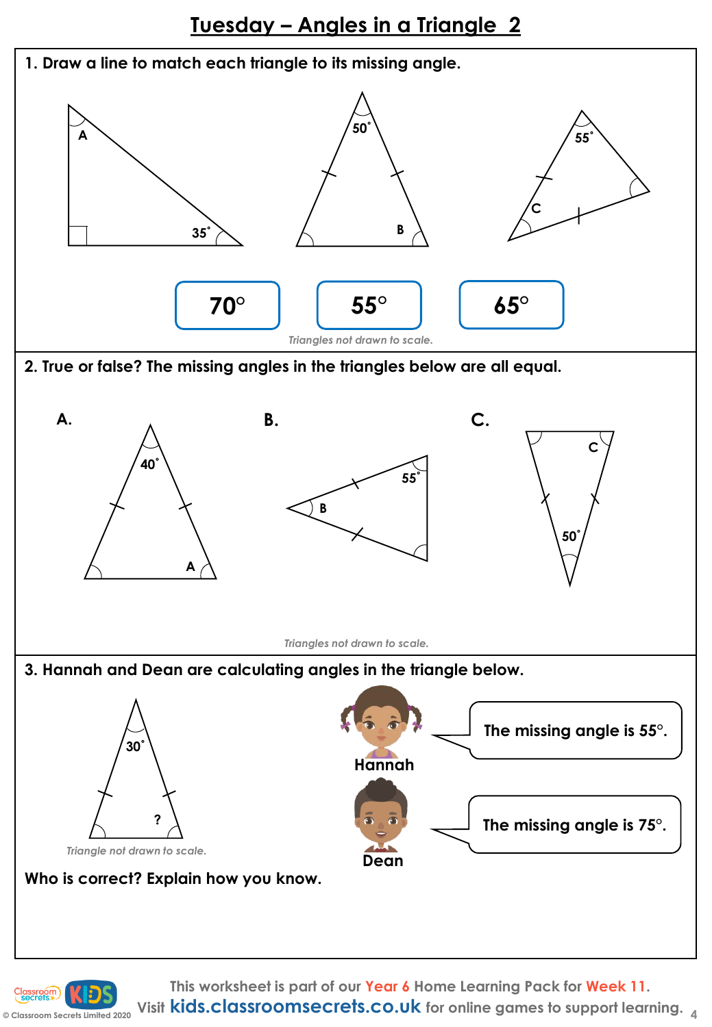# Tuesday – Angles in a Triangle 2

**1. Draw a line to match each triangle to its missing angle.**

A, 35°

50°, B

55°, C

70° | 55° | 65°

*Triangles not drawn to scale.*

**2. True or false? The missing angles in the triangles below are all equal.**

**A.** 40°, A

**B.** 55°, B

**C.** C, 50°

*Triangles not drawn to scale.*

**3. Hannah and Dean are calculating angles in the triangle below.**

30°, ?

*Triangle not drawn to scale.*

**Hannah:** The missing angle is 55°.

**Dean:** The missing angle is 75°.

**Who is correct? Explain how you know.**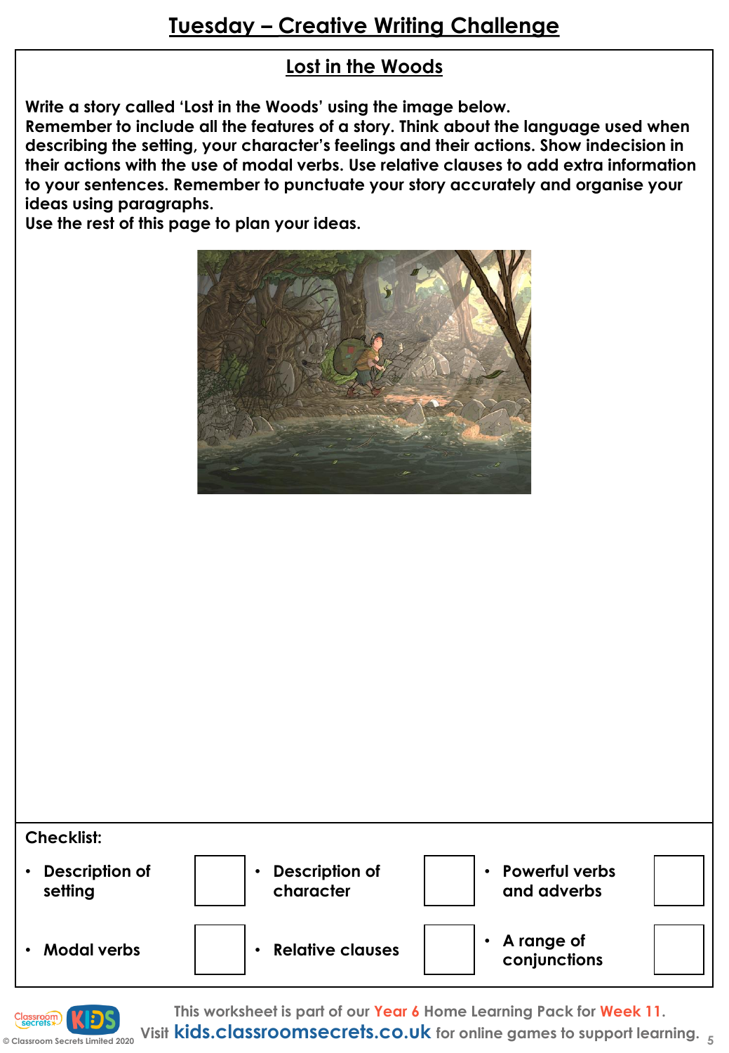# Tuesday – Creative Writing Challenge

## Lost in the Woods

**Write a story called 'Lost in the Woods' using the image below.**
**Remember to include all the features of a story. Think about the language used when describing the setting, your character's feelings and their actions. Show indecision in their actions with the use of modal verbs. Use relative clauses to add extra information to your sentences. Remember to punctuate your story accurately and organise your ideas using paragraphs.**
**Use the rest of this page to plan your ideas.**

**Checklist:**

| | | | | | |
|---|---|---|---|---|---|
| • Description of setting | ☐ | • Description of character | ☐ | • Powerful verbs and adverbs | ☐ |
| • Modal verbs | ☐ | • Relative clauses | ☐ | • A range of conjunctions | ☐ |

This worksheet is part of our Year 6 Home Learning Pack for Week 11.
Visit kids.classroomsecrets.co.uk for online games to support learning.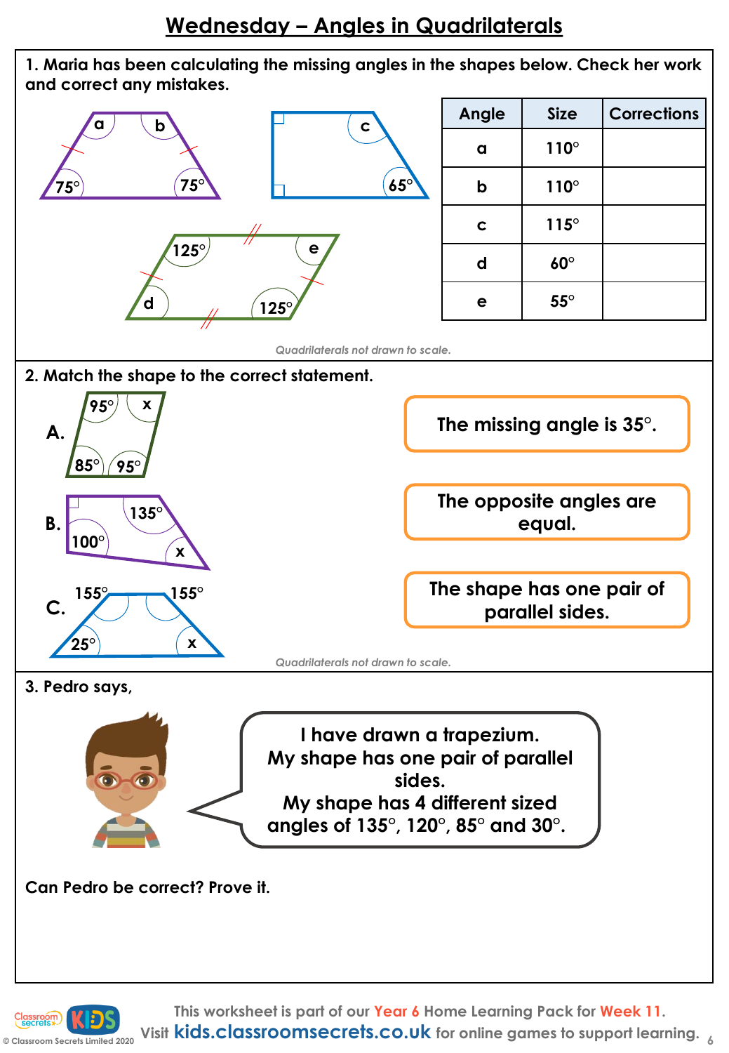# Wednesday – Angles in Quadrilaterals

**1. Maria has been calculating the missing angles in the shapes below. Check her work and correct any mistakes.**

a, b, 75°, 75°

c, 65°

125°, e, d, 125°

| Angle | Size | Corrections |
|---|---|---|
| a | 110° | |
| b | 110° | |
| c | 115° | |
| d | 60° | |
| e | 55° | |

*Quadrilaterals not drawn to scale.*

**2. Match the shape to the correct statement.**

**A.** 95°, x, 85°, 95°

**B.** 135°, 100°, x

**C.** 155°, 155°, 25°, x

The missing angle is 35°.

The opposite angles are equal.

The shape has one pair of parallel sides.

*Quadrilaterals not drawn to scale.*

**3. Pedro says,**

I have drawn a trapezium.
My shape has one pair of parallel sides.
My shape has 4 different sized angles of 135°, 120°, 85° and 30°.

**Can Pedro be correct? Prove it.**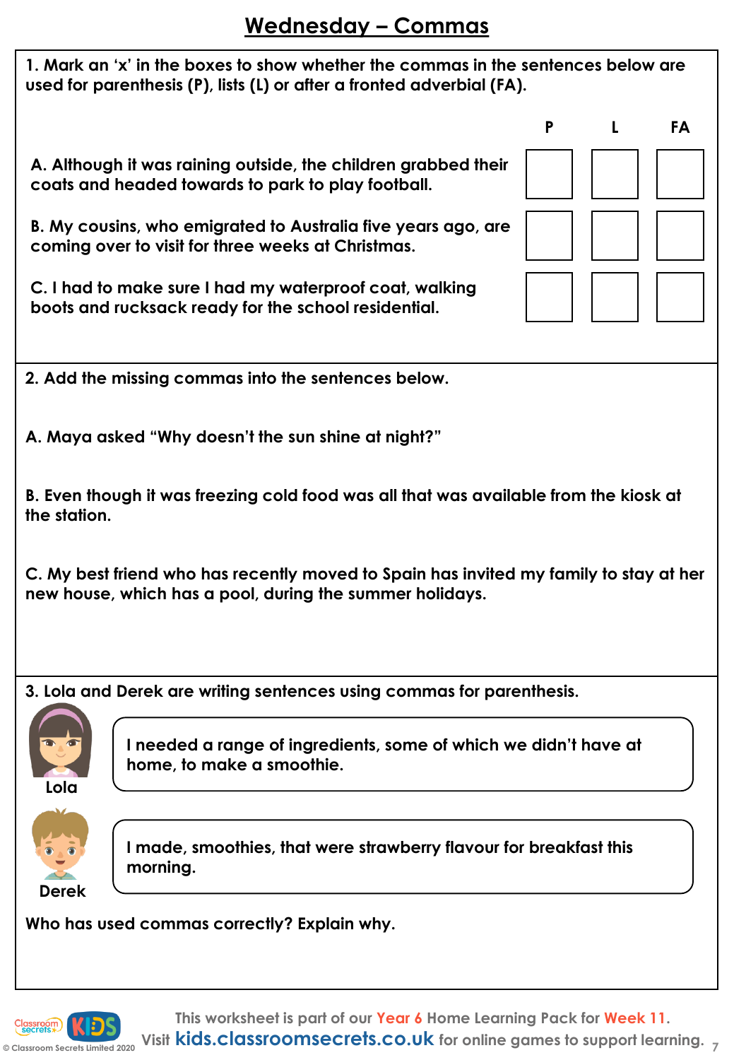# Wednesday – Commas

**1. Mark an 'x' in the boxes to show whether the commas in the sentences below are used for parenthesis (P), lists (L) or after a fronted adverbial (FA).**

| | P | L | FA |
|---|---|---|---|
| **A. Although it was raining outside, the children grabbed their coats and headed towards to park to play football.** | | | |
| **B. My cousins, who emigrated to Australia five years ago, are coming over to visit for three weeks at Christmas.** | | | |
| **C. I had to make sure I had my waterproof coat, walking boots and rucksack ready for the school residential.** | | | |

**2. Add the missing commas into the sentences below.**

**A. Maya asked "Why doesn't the sun shine at night?"**

**B. Even though it was freezing cold food was all that was available from the kiosk at the station.**

**C. My best friend who has recently moved to Spain has invited my family to stay at her new house, which has a pool, during the summer holidays.**

**3. Lola and Derek are writing sentences using commas for parenthesis.**

**Lola:** I needed a range of ingredients, some of which we didn't have at home, to make a smoothie.

**Derek:** I made, smoothies, that were strawberry flavour for breakfast this morning.

**Who has used commas correctly? Explain why.**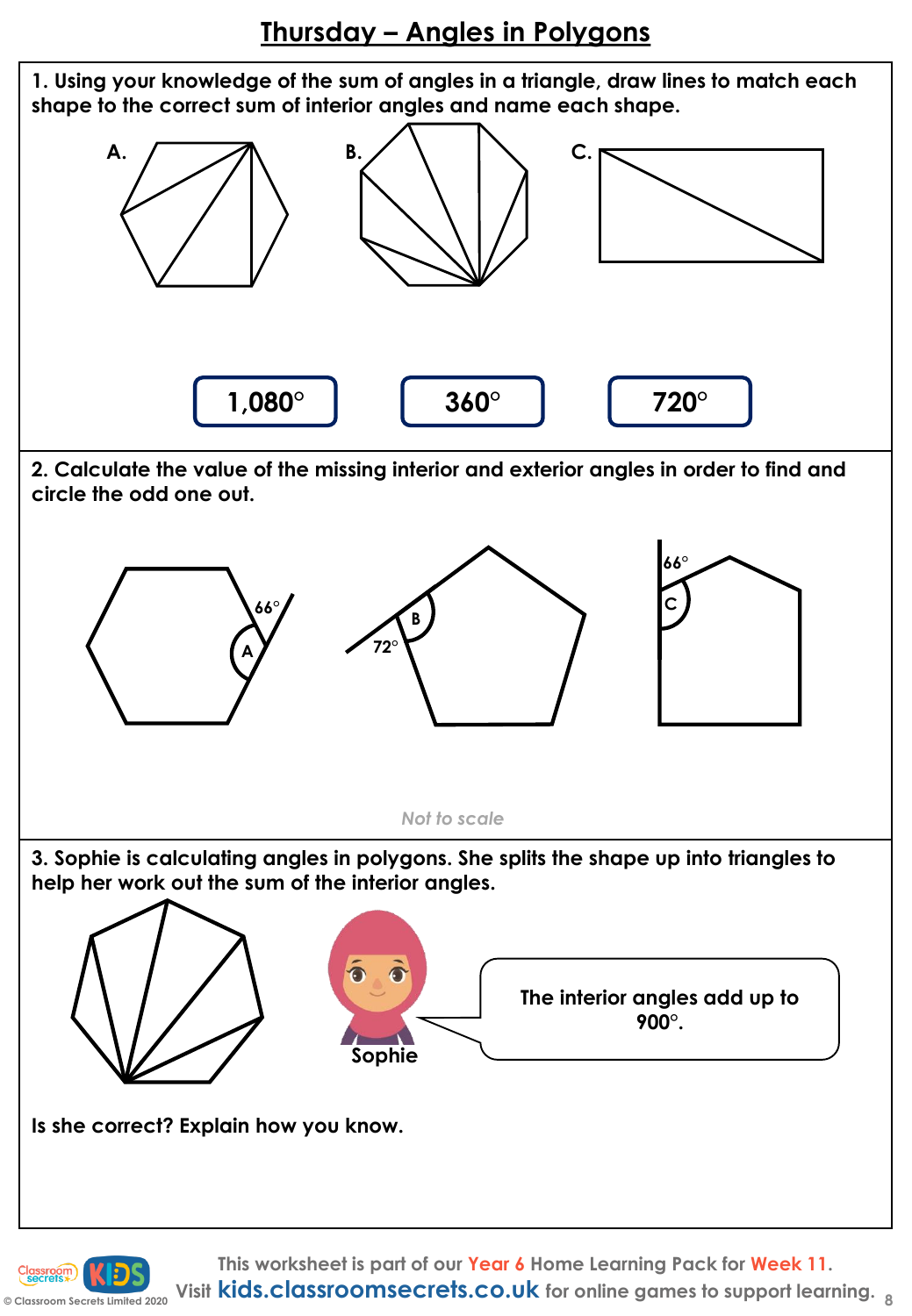# Thursday – Angles in Polygons

**1. Using your knowledge of the sum of angles in a triangle, draw lines to match each shape to the correct sum of interior angles and name each shape.**

A.

B.

C.

1,080°

360°

720°

**2. Calculate the value of the missing interior and exterior angles in order to find and circle the odd one out.**

66°

A

B

72°

66°

C

*Not to scale*

**3. Sophie is calculating angles in polygons. She splits the shape up into triangles to help her work out the sum of the interior angles.**

Sophie: The interior angles add up to 900°.

**Is she correct? Explain how you know.**

This worksheet is part of our Year 6 Home Learning Pack for Week 11.

Visit kids.classroomsecrets.co.uk for online games to support learning.

© Classroom Secrets Limited 2020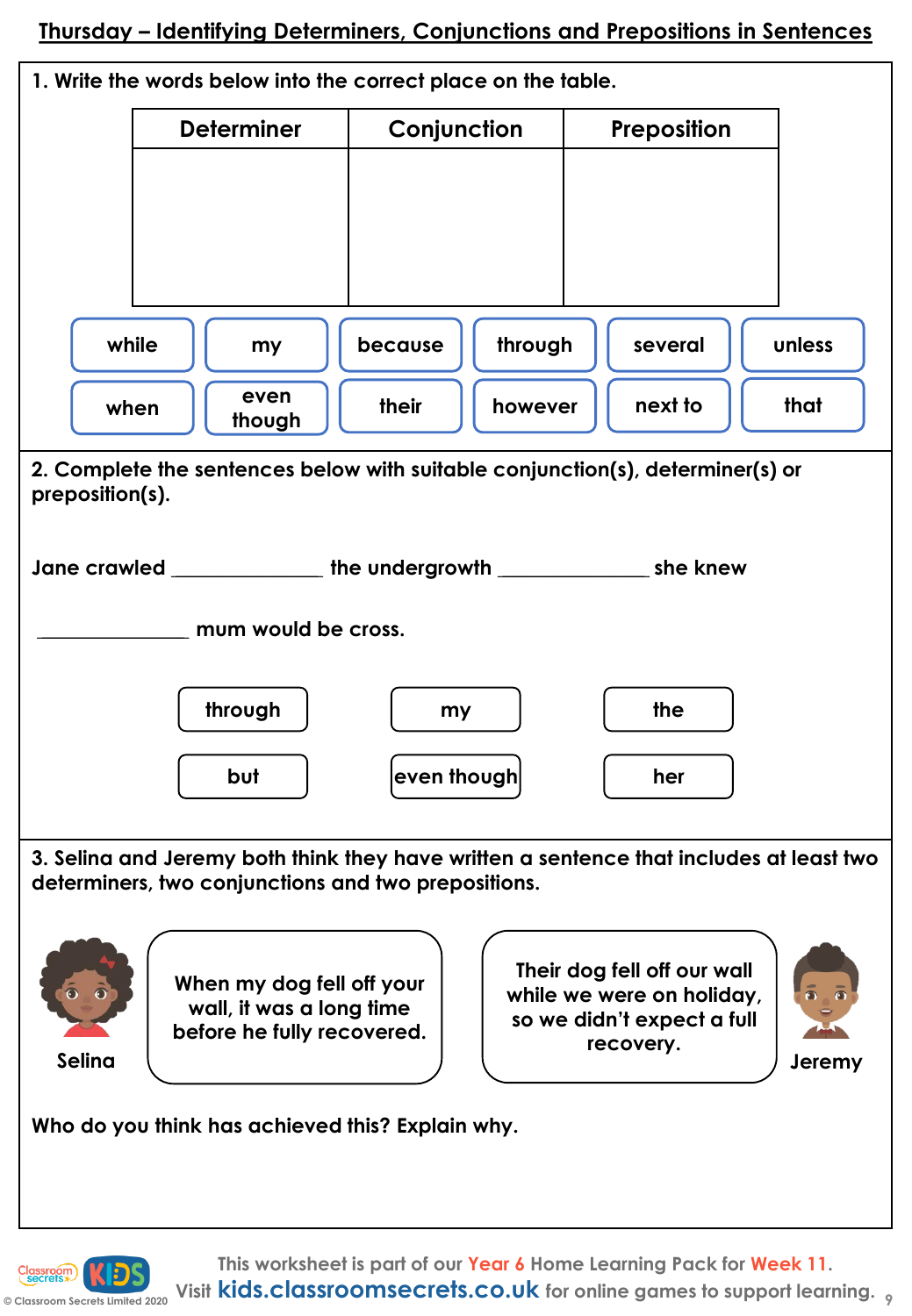# Thursday – Identifying Determiners, Conjunctions and Prepositions in Sentences

1. Write the words below into the correct place on the table.

| Determiner | Conjunction | Preposition |
|---|---|---|
| | | |

while | my | because | through | several | unless

when | even though | their | however | next to | that

2. Complete the sentences below with suitable conjunction(s), determiner(s) or preposition(s).

Jane crawled _______________ the undergrowth _______________ she knew

_______________ mum would be cross.

through | my | the

but | even though | her

3. Selina and Jeremy both think they have written a sentence that includes at least two determiners, two conjunctions and two prepositions.

**Selina:** When my dog fell off your wall, it was a long time before he fully recovered.

**Jeremy:** Their dog fell off our wall while we were on holiday, so we didn't expect a full recovery.

Who do you think has achieved this? Explain why.

This worksheet is part of our Year 6 Home Learning Pack for Week 11.
Visit kids.classroomsecrets.co.uk for online games to support learning.

© Classroom Secrets Limited 2020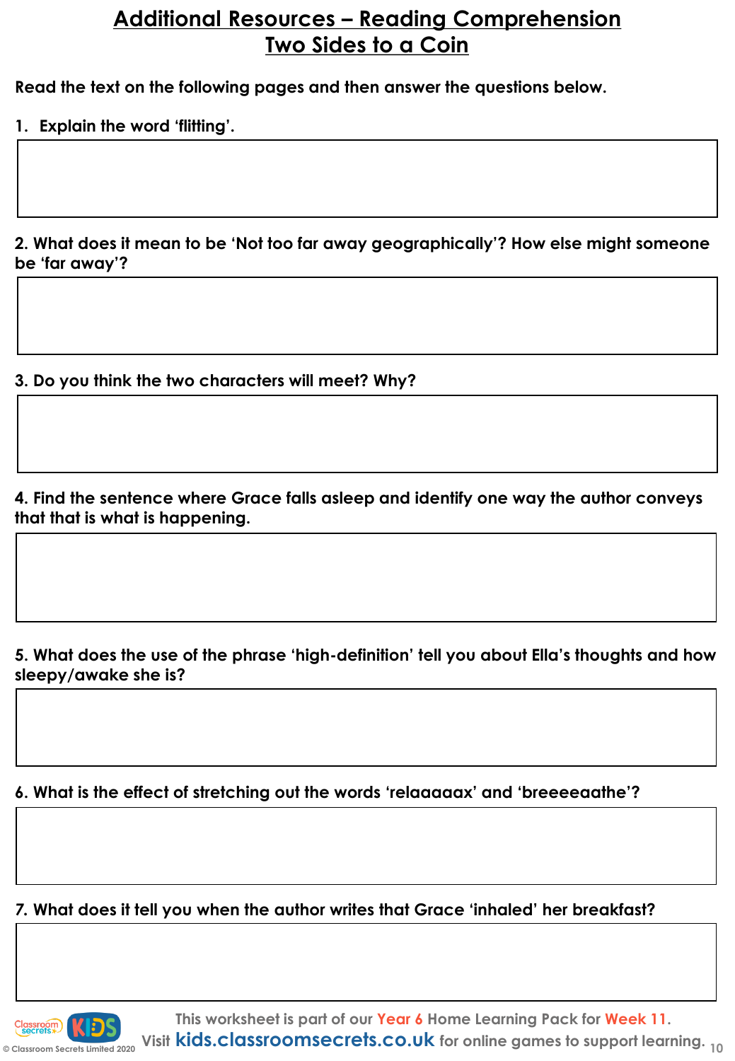# Additional Resources – Reading Comprehension
## Two Sides to a Coin

**Read the text on the following pages and then answer the questions below.**

**1. Explain the word 'flitting'.**

**2. What does it mean to be 'Not too far away geographically'? How else might someone be 'far away'?**

**3. Do you think the two characters will meet? Why?**

**4. Find the sentence where Grace falls asleep and identify one way the author conveys that that is what is happening.**

**5. What does the use of the phrase 'high-definition' tell you about Ella's thoughts and how sleepy/awake she is?**

**6. What is the effect of stretching out the words 'relaaaaax' and 'breeeeaathe'?**

**7. What does it tell you when the author writes that Grace 'inhaled' her breakfast?**

This worksheet is part of our Year 6 Home Learning Pack for Week 11.
Visit kids.classroomsecrets.co.uk for online games to support learning.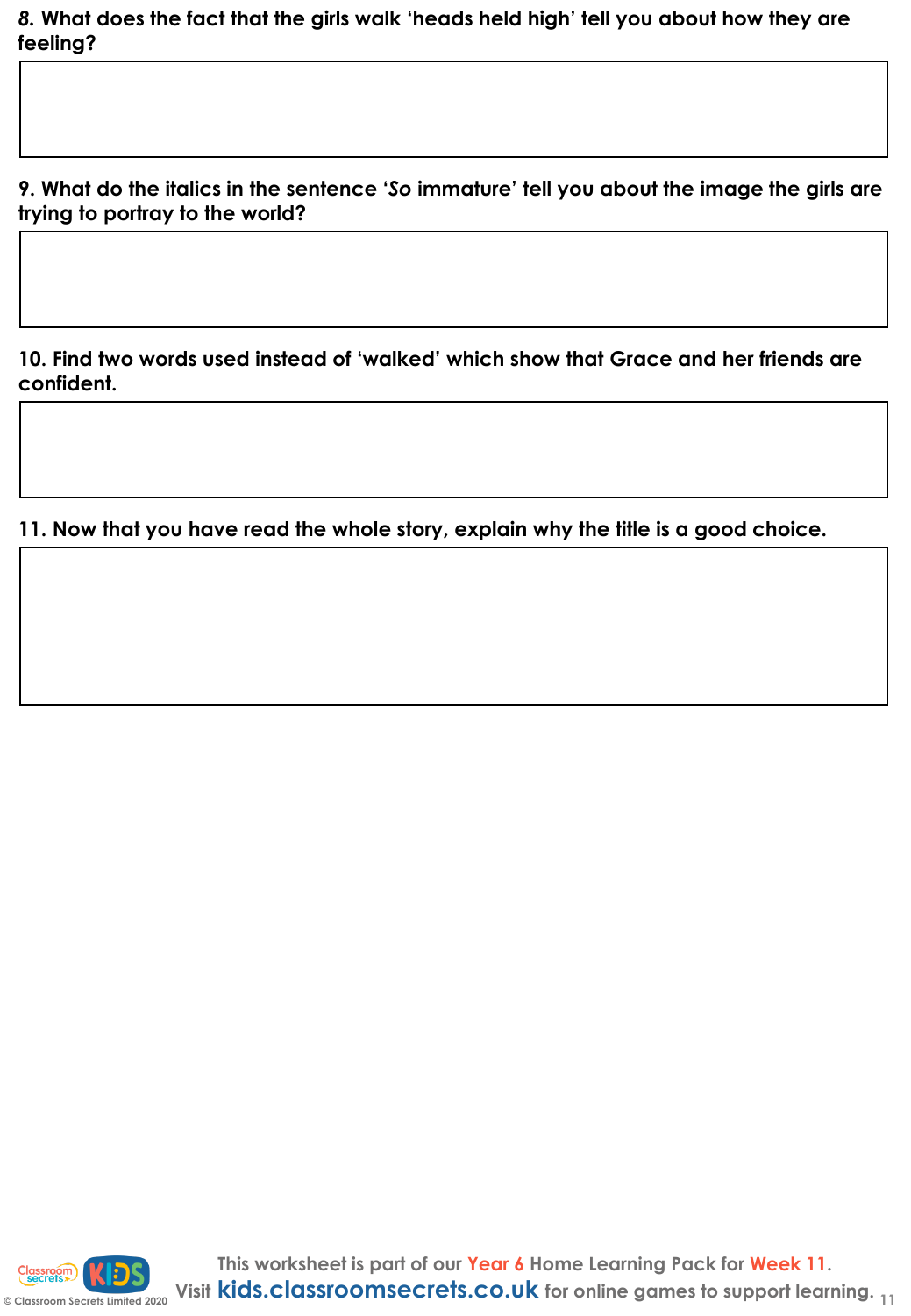**8. What does the fact that the girls walk 'heads held high' tell you about how they are feeling?**

**9. What do the italics in the sentence '*So* immature' tell you about the image the girls are trying to portray to the world?**

**10. Find two words used instead of 'walked' which show that Grace and her friends are confident.**

**11. Now that you have read the whole story, explain why the title is a good choice.**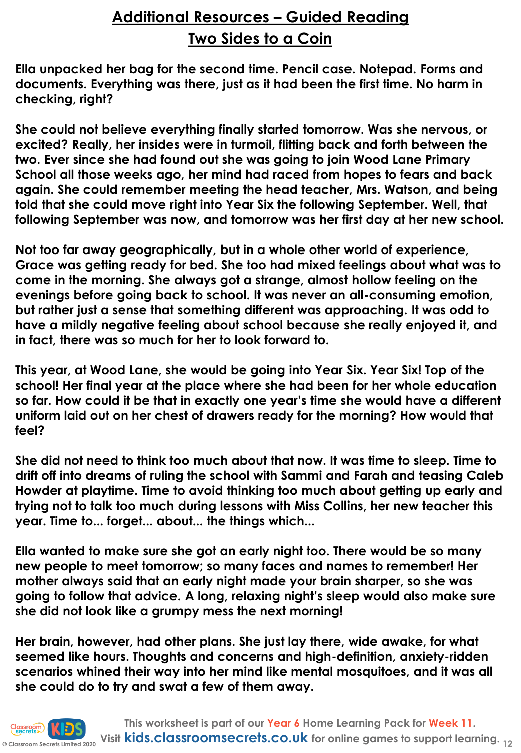# Additional Resources – Guided Reading

## Two Sides to a Coin

**Ella unpacked her bag for the second time. Pencil case. Notepad. Forms and documents. Everything was there, just as it had been the first time. No harm in checking, right?**

**She could not believe everything finally started tomorrow. Was she nervous, or excited? Really, her insides were in turmoil, flitting back and forth between the two. Ever since she had found out she was going to join Wood Lane Primary School all those weeks ago, her mind had raced from hopes to fears and back again. She could remember meeting the head teacher, Mrs. Watson, and being told that she could move right into Year Six the following September. Well, that following September was now, and tomorrow was her first day at her new school.**

**Not too far away geographically, but in a whole other world of experience, Grace was getting ready for bed. She too had mixed feelings about what was to come in the morning. She always got a strange, almost hollow feeling on the evenings before going back to school. It was never an all-consuming emotion, but rather just a sense that something different was approaching. It was odd to have a mildly negative feeling about school because she really enjoyed it, and in fact, there was so much for her to look forward to.**

**This year, at Wood Lane, she would be going into Year Six. Year Six! Top of the school! Her final year at the place where she had been for her whole education so far. How could it be that in exactly one year's time she would have a different uniform laid out on her chest of drawers ready for the morning? How would that feel?**

**She did not need to think too much about that now. It was time to sleep. Time to drift off into dreams of ruling the school with Sammi and Farah and teasing Caleb Howder at playtime. Time to avoid thinking too much about getting up early and trying not to talk too much during lessons with Miss Collins, her new teacher this year. Time to... forget... about... the things which...**

**Ella wanted to make sure she got an early night too. There would be so many new people to meet tomorrow; so many faces and names to remember! Her mother always said that an early night made your brain sharper, so she was going to follow that advice. A long, relaxing night's sleep would also make sure she did not look like a grumpy mess the next morning!**

**Her brain, however, had other plans. She just lay there, wide awake, for what seemed like hours. Thoughts and concerns and high-definition, anxiety-ridden scenarios whined their way into her mind like mental mosquitoes, and it was all she could do to try and swat a few of them away.**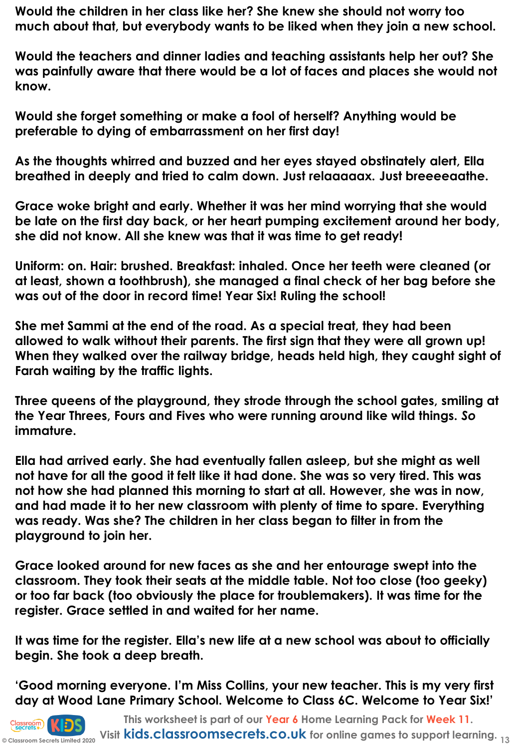**Would the children in her class like her? She knew she should not worry too much about that, but everybody wants to be liked when they join a new school.**

**Would the teachers and dinner ladies and teaching assistants help her out? She was painfully aware that there would be a lot of faces and places she would not know.**

**Would she forget something or make a fool of herself? Anything would be preferable to dying of embarrassment on her first day!**

**As the thoughts whirred and buzzed and her eyes stayed obstinately alert, Ella breathed in deeply and tried to calm down. Just relaaaaax. Just breeeeaathe.**

**Grace woke bright and early. Whether it was her mind worrying that she would be late on the first day back, or her heart pumping excitement around her body, she did not know. All she knew was that it was time to get ready!**

**Uniform: on. Hair: brushed. Breakfast: inhaled. Once her teeth were cleaned (or at least, shown a toothbrush), she managed a final check of her bag before she was out of the door in record time! Year Six! Ruling the school!**

**She met Sammi at the end of the road. As a special treat, they had been allowed to walk without their parents. The first sign that they were all grown up! When they walked over the railway bridge, heads held high, they caught sight of Farah waiting by the traffic lights.**

**Three queens of the playground, they strode through the school gates, smiling at the Year Threes, Fours and Fives who were running around like wild things. *So* immature.**

**Ella had arrived early. She had eventually fallen asleep, but she might as well not have for all the good it felt like it had done. She was so very tired. This was not how she had planned this morning to start at all. However, she was in now, and had made it to her new classroom with plenty of time to spare. Everything was ready. Was she? The children in her class began to filter in from the playground to join her.**

**Grace looked around for new faces as she and her entourage swept into the classroom. They took their seats at the middle table. Not too close (too geeky) or too far back (too obviously the place for troublemakers). It was time for the register. Grace settled in and waited for her name.**

**It was time for the register. Ella's new life at a new school was about to officially begin. She took a deep breath.**

**'Good morning everyone. I'm Miss Collins, your new teacher. This is my very first day at Wood Lane Primary School. Welcome to Class 6C. Welcome to Year Six!'**